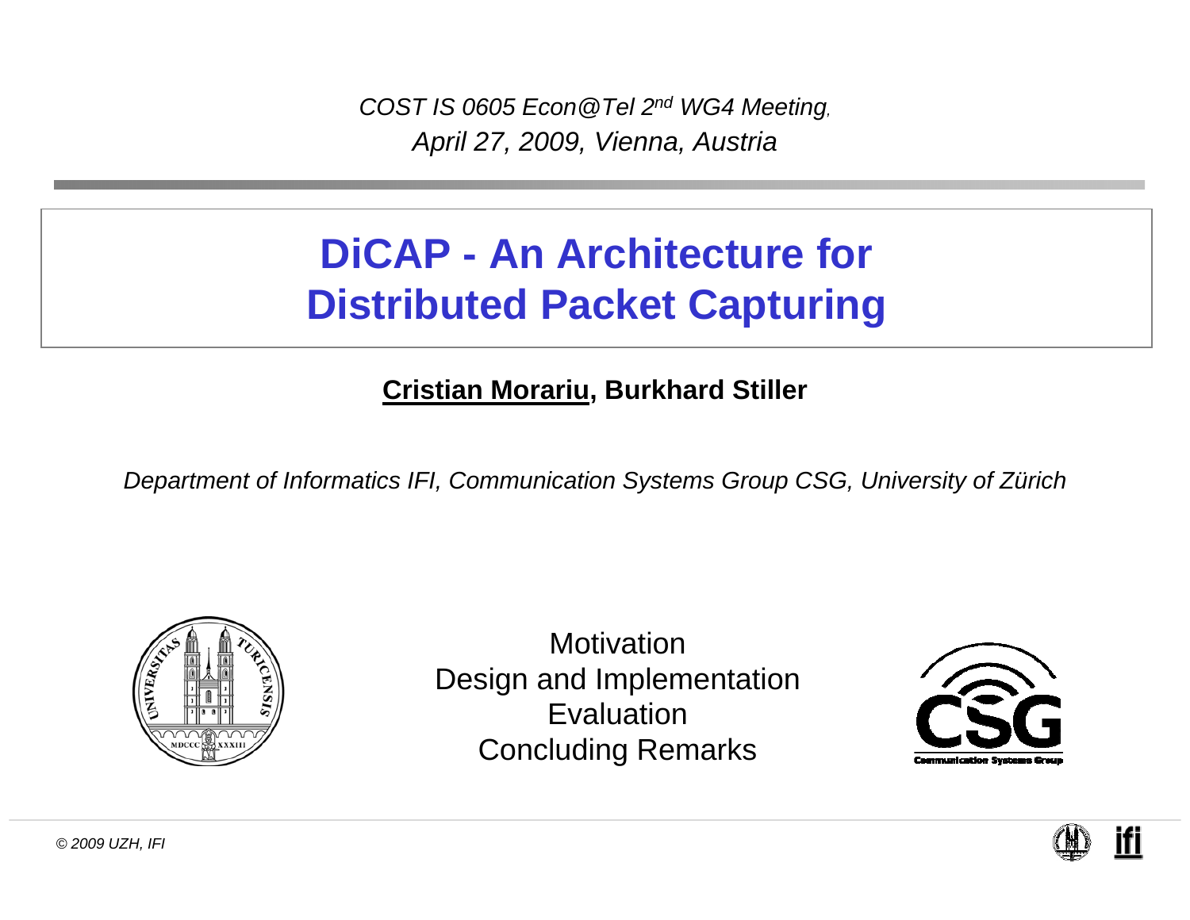*COST IS 0605 Econ@Tel 2nd WG4 Meeting,*
*April 27, 2009, Vienna, Austria*

# DiCAP - An Architecture for Distributed Packet Capturing

**Cristian Morariu, Burkhard Stiller**

*Department of Informatics IFI, Communication Systems Group CSG, University of Zürich*

Motivation
Design and Implementation
Evaluation
Concluding Remarks

*© 2009 UZH, IFI*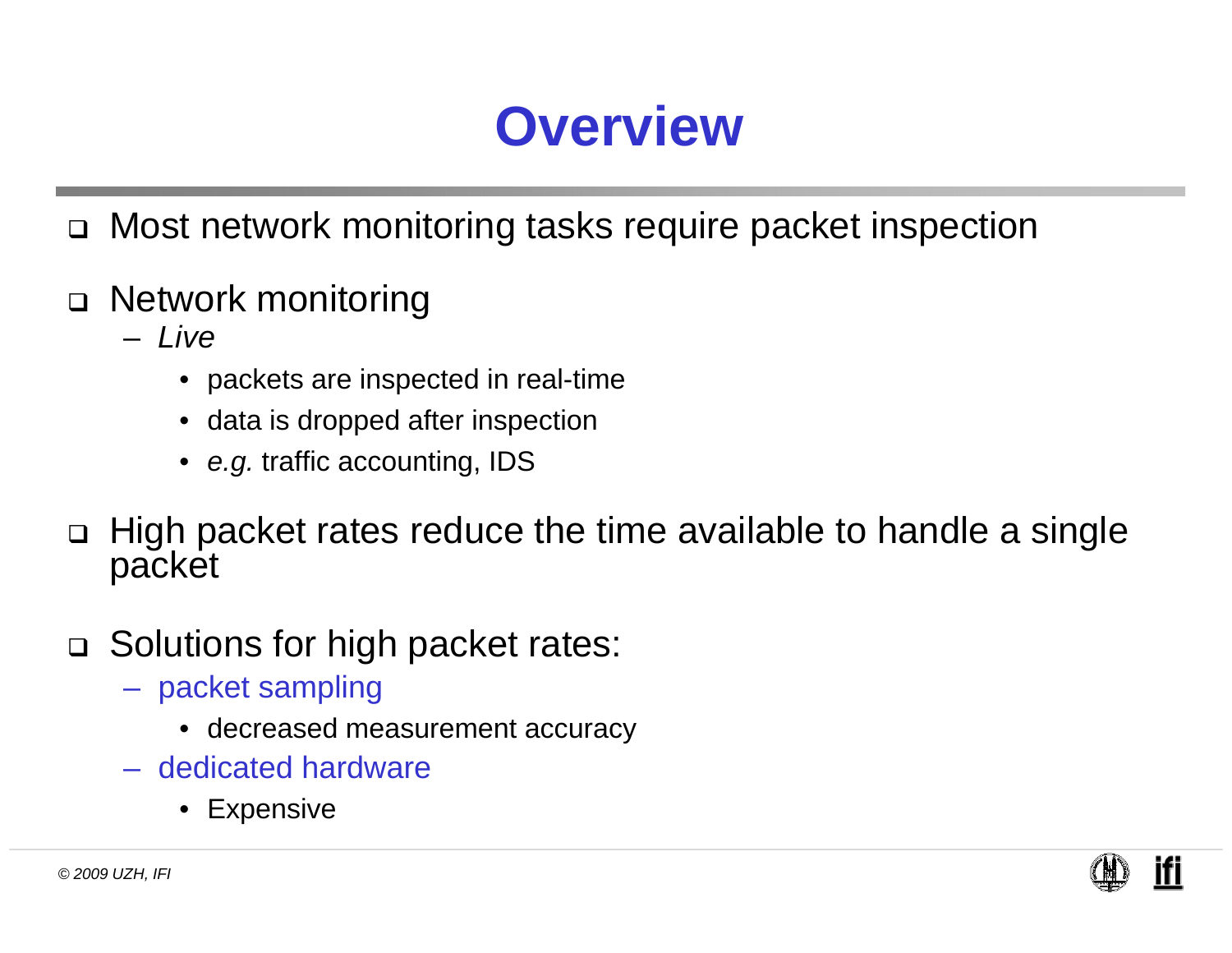# Overview

- Most network monitoring tasks require packet inspection

- Network monitoring
  - *Live*
    - packets are inspected in real-time
    - data is dropped after inspection
    - *e.g.* traffic accounting, IDS

- High packet rates reduce the time available to handle a single packet

- Solutions for high packet rates:
  - packet sampling
    - decreased measurement accuracy
  - dedicated hardware
    - Expensive

© 2009 UZH, IFI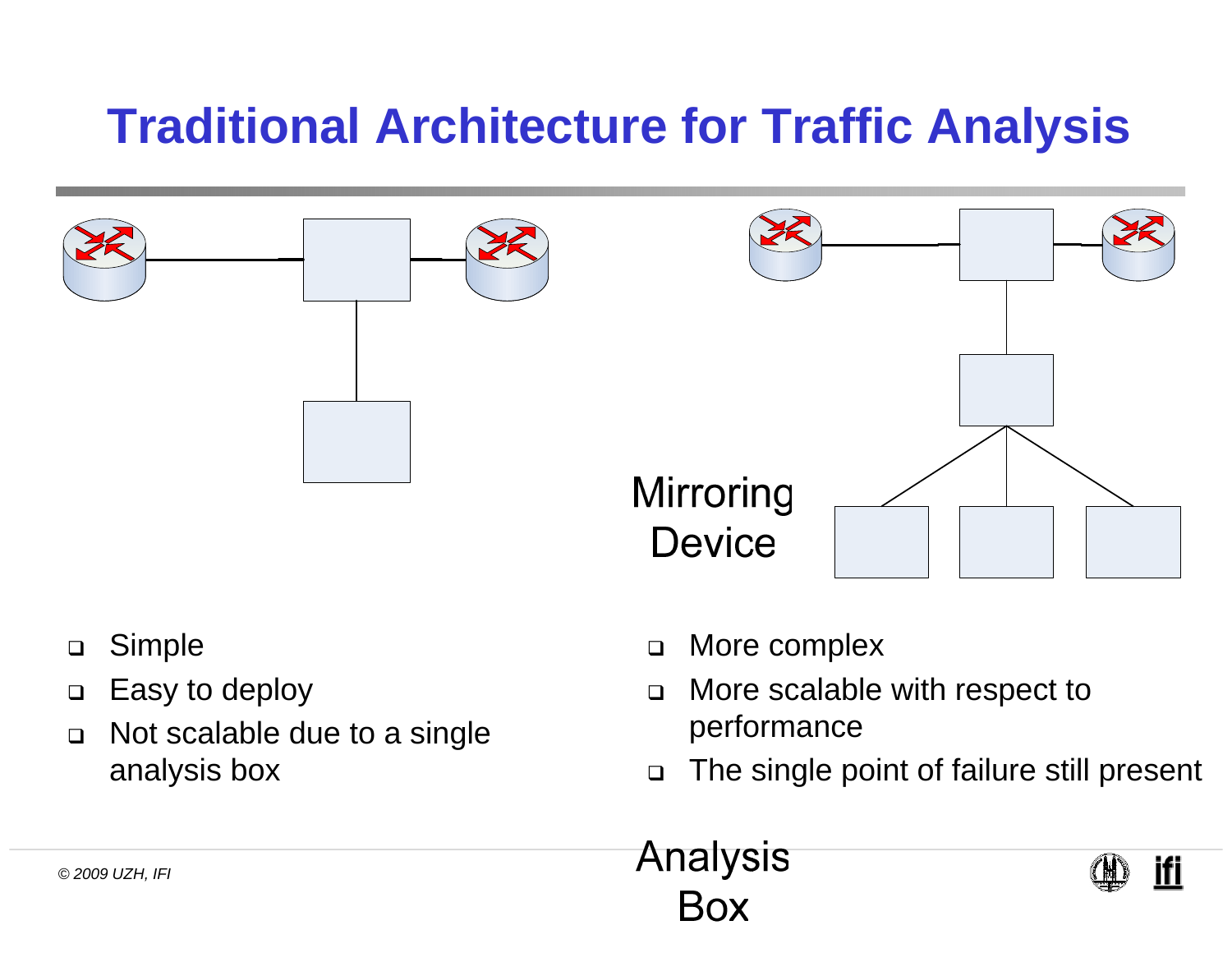# Traditional Architecture for Traffic Analysis

Mirroring Device

Analysis Box

- Simple
- Easy to deploy
- Not scalable due to a single analysis box

- More complex
- More scalable with respect to performance
- The single point of failure still present

*© 2009 UZH, IFI*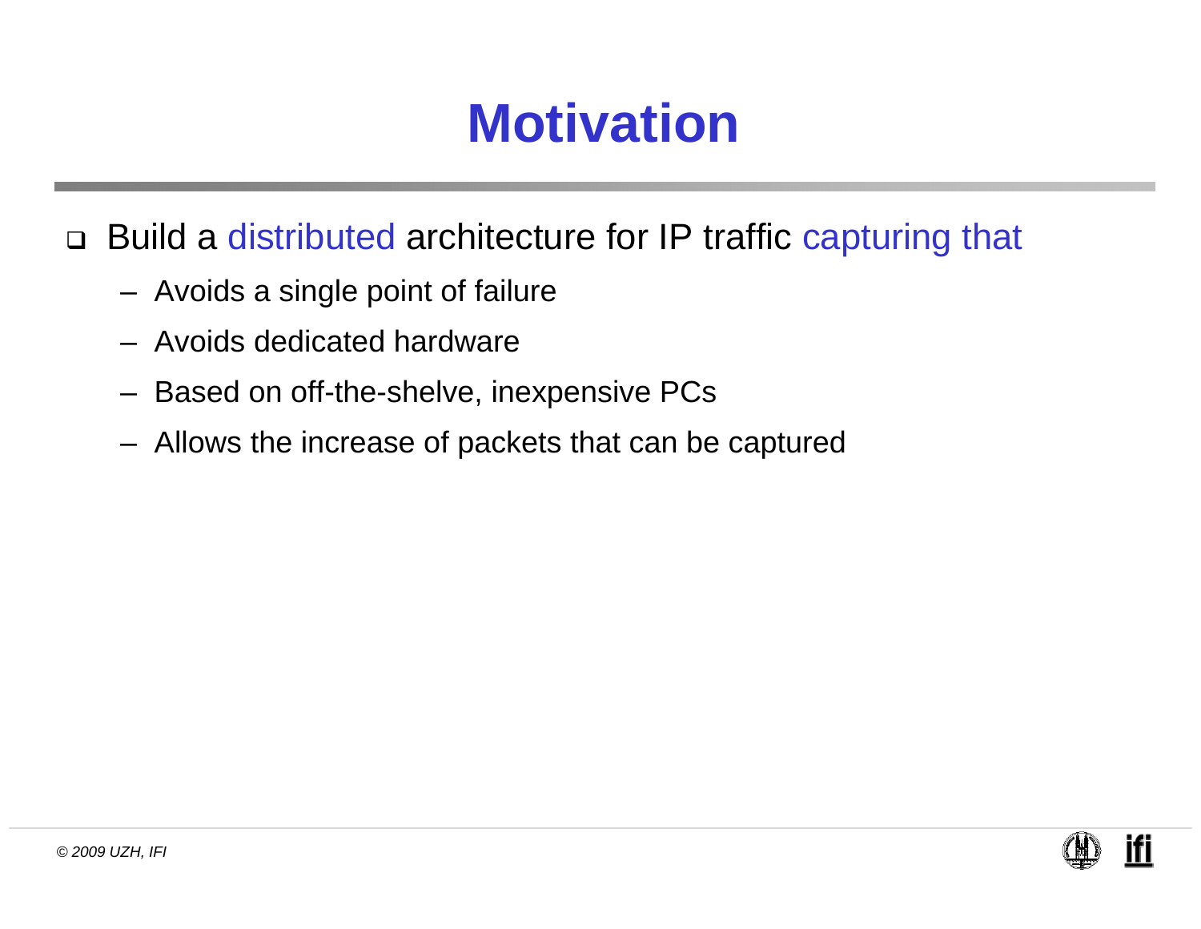# Motivation

- Build a distributed architecture for IP traffic capturing that
  - Avoids a single point of failure
  - Avoids dedicated hardware
  - Based on off-the-shelve, inexpensive PCs
  - Allows the increase of packets that can be captured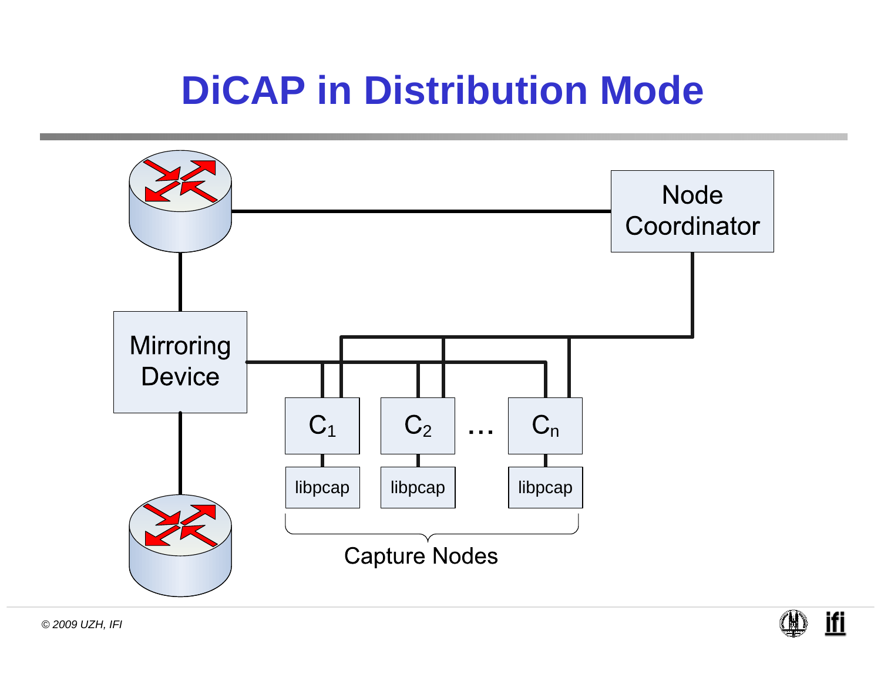# DiCAP in Distribution Mode

Node Coordinator

Mirroring Device

$C_1$ $C_2$ … $C_n$

libpcap libpcap libpcap

Capture Nodes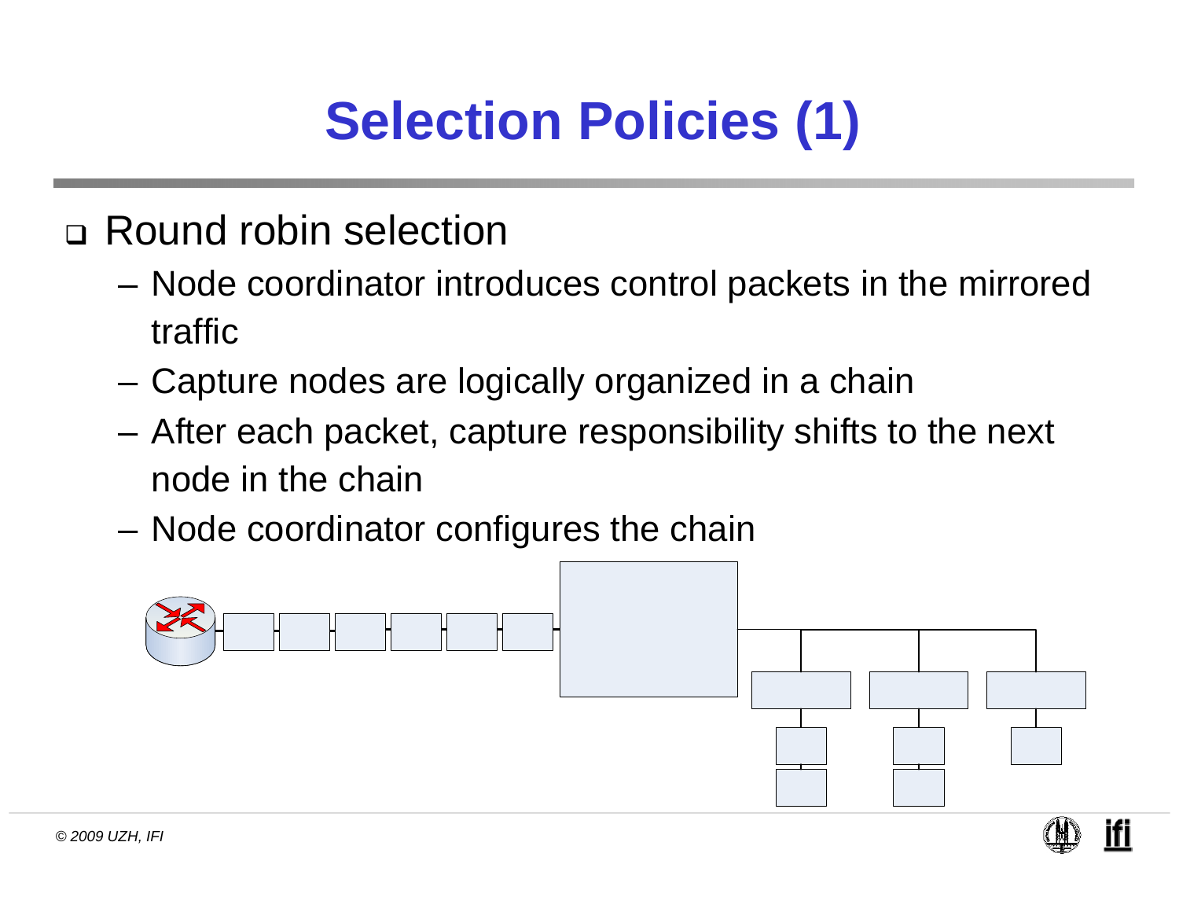# Selection Policies (1)

- Round robin selection
  - Node coordinator introduces control packets in the mirrored traffic
  - Capture nodes are logically organized in a chain
  - After each packet, capture responsibility shifts to the next node in the chain
  - Node coordinator configures the chain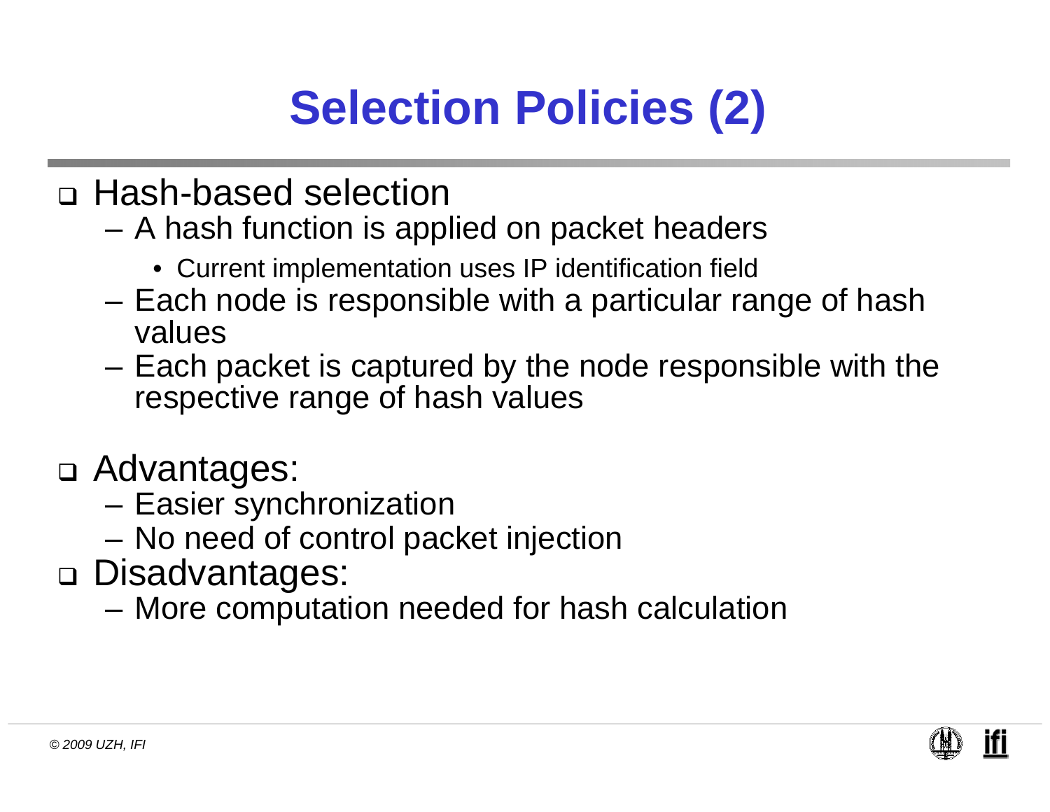# Selection Policies (2)

- Hash-based selection
  - A hash function is applied on packet headers
    - Current implementation uses IP identification field
  - Each node is responsible with a particular range of hash values
  - Each packet is captured by the node responsible with the respective range of hash values

- Advantages:
  - Easier synchronization
  - No need of control packet injection
- Disadvantages:
  - More computation needed for hash calculation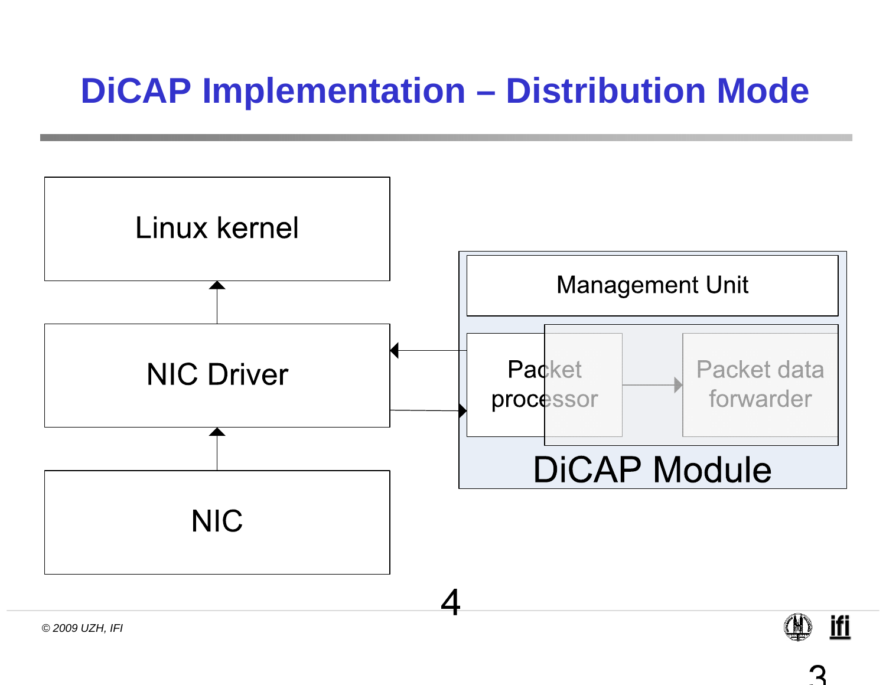# DiCAP Implementation – Distribution Mode

Linux kernel

NIC Driver

NIC

Management Unit

Packet processor

Packet data forwarder

DiCAP Module

4

© 2009 UZH, IFI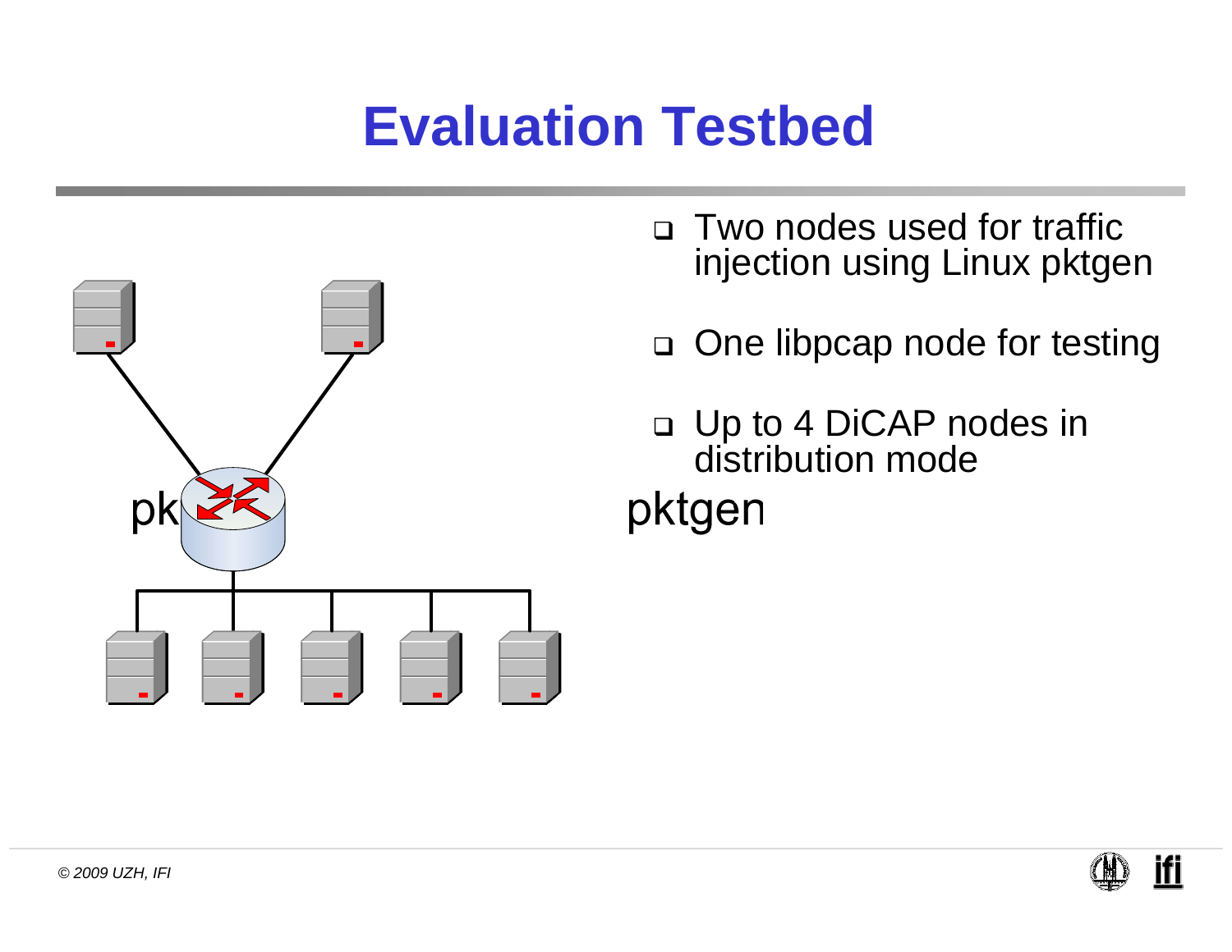# Evaluation Testbed

- Two nodes used for traffic injection using Linux pktgen
- One libpcap node for testing
- Up to 4 DiCAP nodes in distribution mode

pk

pktgen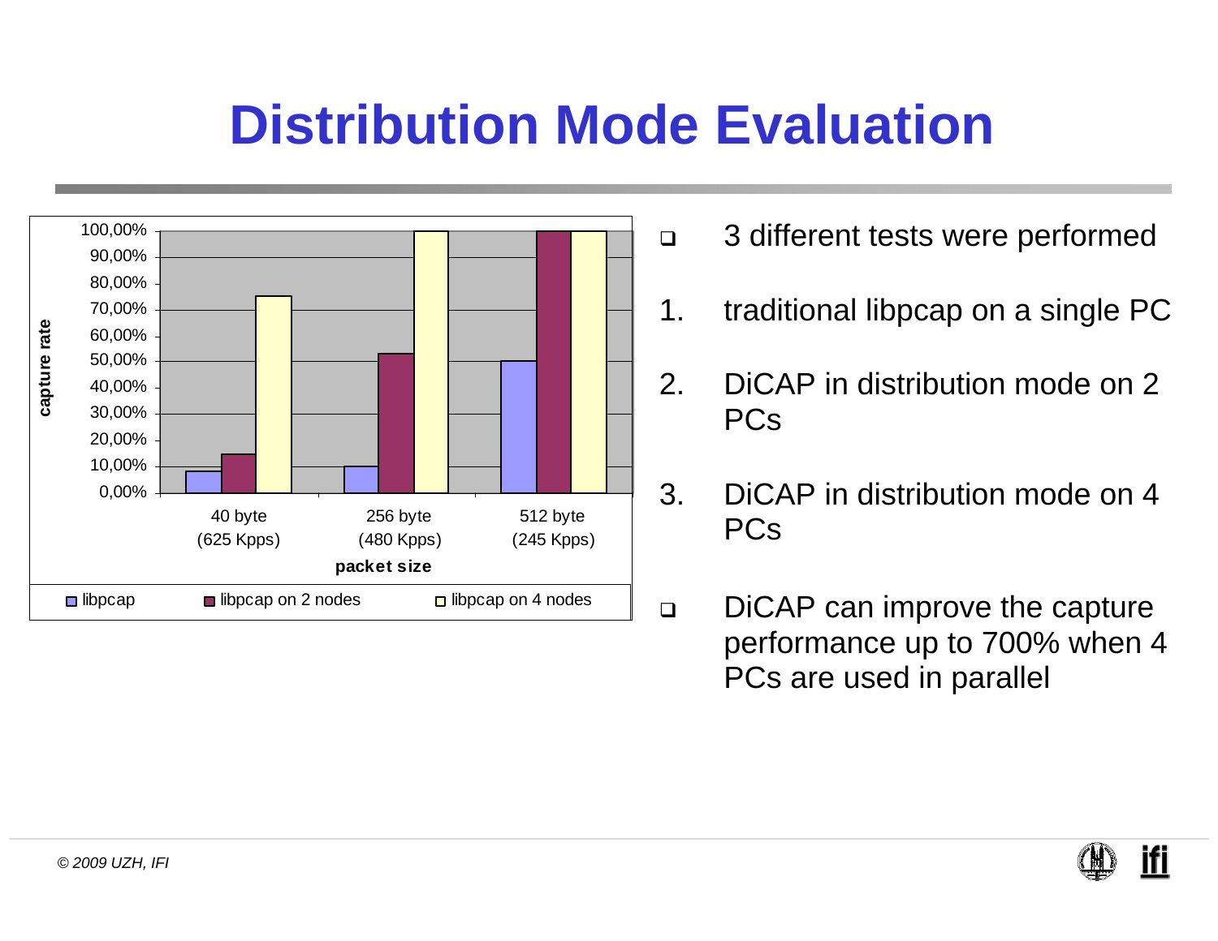# Distribution Mode Evaluation

- 3 different tests were performed

1. traditional libpcap on a single PC
2. DiCAP in distribution mode on 2 PCs
3. DiCAP in distribution mode on 4 PCs

- DiCAP can improve the capture performance up to 700% when 4 PCs are used in parallel

© 2009 UZH, IFI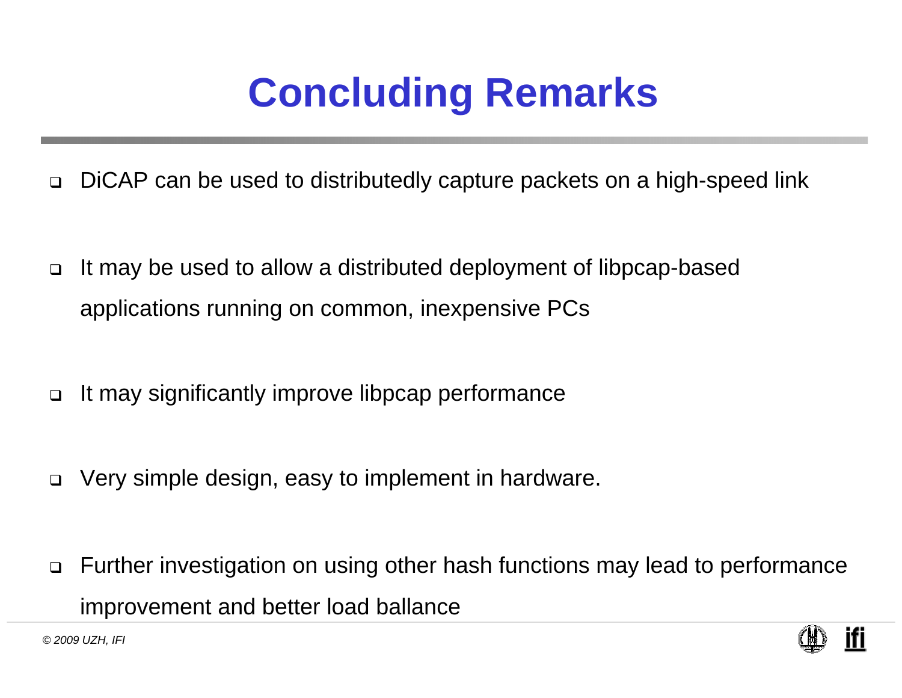# Concluding Remarks

- DiCAP can be used to distributedly capture packets on a high-speed link
- It may be used to allow a distributed deployment of libpcap-based applications running on common, inexpensive PCs
- It may significantly improve libpcap performance
- Very simple design, easy to implement in hardware.
- Further investigation on using other hash functions may lead to performance improvement and better load ballance

*© 2009 UZH, IFI*